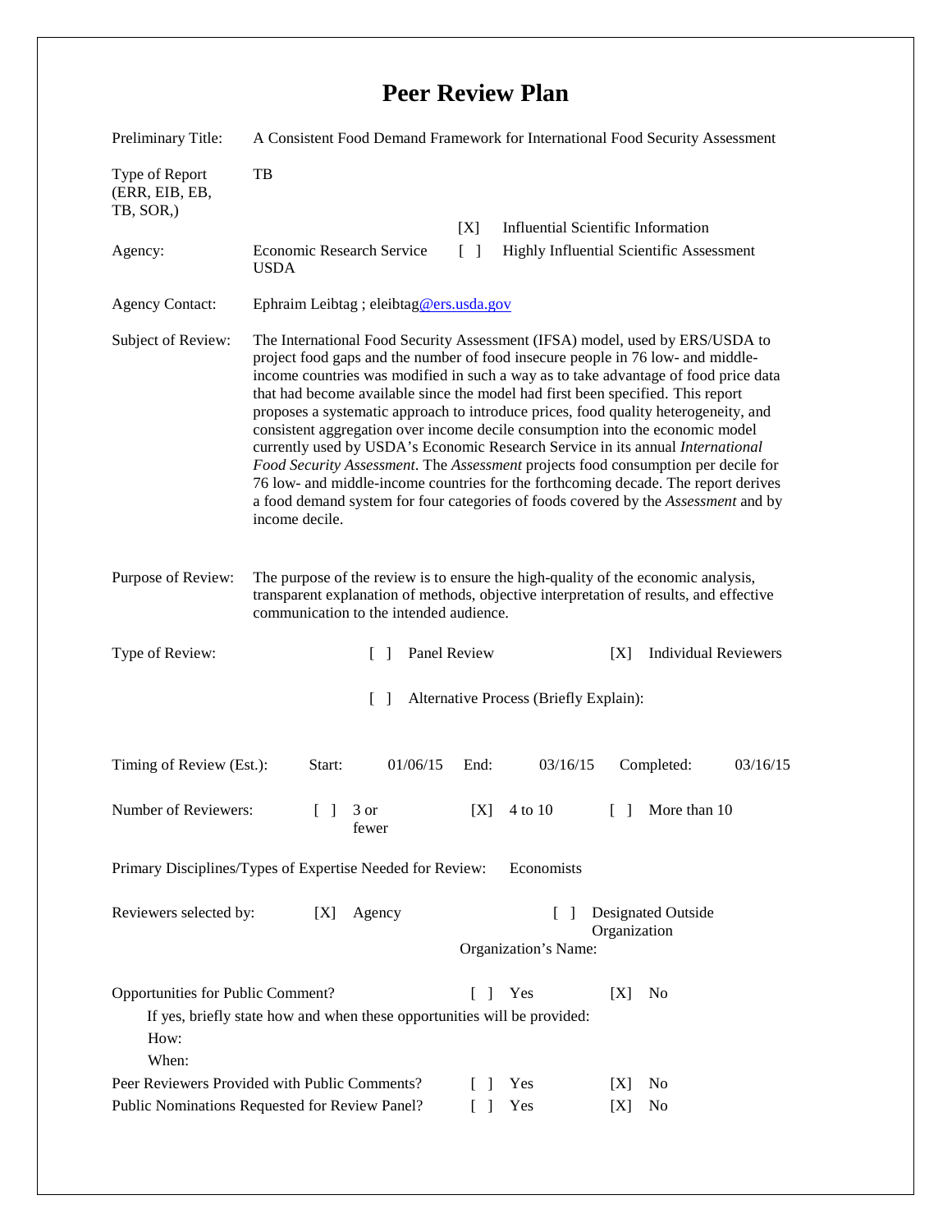# Peer Review Plan

| | |
|---|---|
| Preliminary Title: | A Consistent Food Demand Framework for International Food Security Assessment |
| Type of Report (ERR, EIB, EB, TB, SOR,) | TB |
| | [X] Influential Scientific Information |
| Agency: Economic Research Service USDA | [ ] Highly Influential Scientific Assessment |
| Agency Contact: | Ephraim Leibtag ; eleibtag@ers.usda.gov |

**Subject of Review:** The International Food Security Assessment (IFSA) model, used by ERS/USDA to project food gaps and the number of food insecure people in 76 low- and middle-income countries was modified in such a way as to take advantage of food price data that had become available since the model had first been specified. This report proposes a systematic approach to introduce prices, food quality heterogeneity, and consistent aggregation over income decile consumption into the economic model currently used by USDA's Economic Research Service in its annual *International Food Security Assessment*. The *Assessment* projects food consumption per decile for 76 low- and middle-income countries for the forthcoming decade. The report derives a food demand system for four categories of foods covered by the *Assessment* and by income decile.

**Purpose of Review:** The purpose of the review is to ensure the high-quality of the economic analysis, transparent explanation of methods, objective interpretation of results, and effective communication to the intended audience.

**Type of Review:** [ ] Panel Review [X] Individual Reviewers

[ ] Alternative Process (Briefly Explain):

**Timing of Review (Est.):** Start: 01/06/15 End: 03/16/15 Completed: 03/16/15

**Number of Reviewers:** [ ] 3 or fewer [X] 4 to 10 [ ] More than 10

**Primary Disciplines/Types of Expertise Needed for Review:** Economists

**Reviewers selected by:** [X] Agency [ ] Designated Outside Organization

Organization's Name:

**Opportunities for Public Comment?** [ ] Yes [X] No

If yes, briefly state how and when these opportunities will be provided:

How:

When:

**Peer Reviewers Provided with Public Comments?** [ ] Yes [X] No

**Public Nominations Requested for Review Panel?** [ ] Yes [X] No